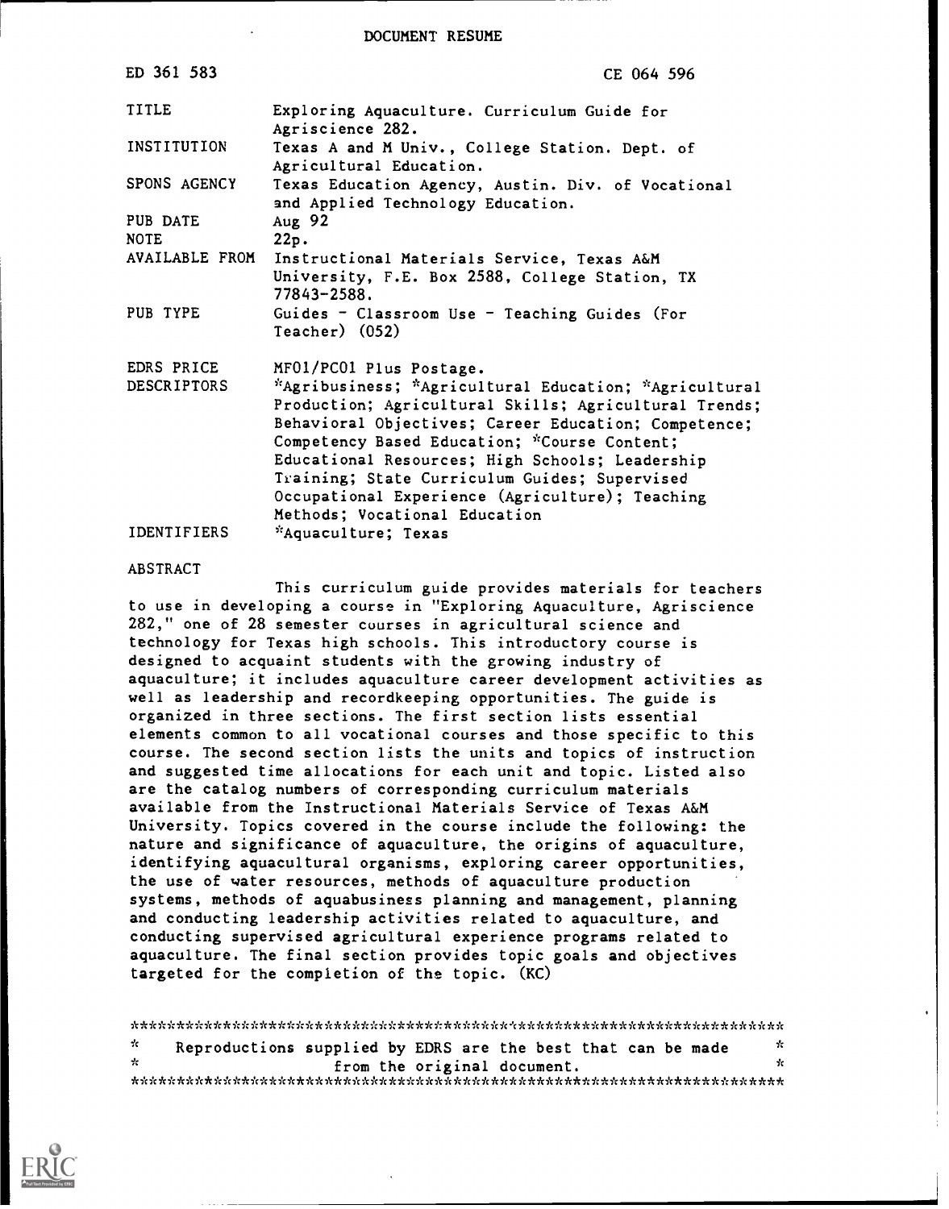DOCUMENT RESUME

| | |
|---|---|
| ED 361 583 | CE 064 596 |
| TITLE | Exploring Aquaculture. Curriculum Guide for Agriscience 282. |
| INSTITUTION | Texas A and M Univ., College Station. Dept. of Agricultural Education. |
| SPONS AGENCY | Texas Education Agency, Austin. Div. of Vocational and Applied Technology Education. |
| PUB DATE | Aug 92 |
| NOTE | 22p. |
| AVAILABLE FROM | Instructional Materials Service, Texas A&M University, F.E. Box 2588, College Station, TX 77843-2588. |
| PUB TYPE | Guides - Classroom Use - Teaching Guides (For Teacher) (052) |
| EDRS PRICE | MF01/PC01 Plus Postage. |
| DESCRIPTORS | *Agribusiness; *Agricultural Education; *Agricultural Production; Agricultural Skills; Agricultural Trends; Behavioral Objectives; Career Education; Competence; Competency Based Education; *Course Content; Educational Resources; High Schools; Leadership Training; State Curriculum Guides; Supervised Occupational Experience (Agriculture); Teaching Methods; Vocational Education |
| IDENTIFIERS | *Aquaculture; Texas |

ABSTRACT

This curriculum guide provides materials for teachers to use in developing a course in "Exploring Aquaculture, Agriscience 282," one of 28 semester courses in agricultural science and technology for Texas high schools. This introductory course is designed to acquaint students with the growing industry of aquaculture; it includes aquaculture career development activities as well as leadership and recordkeeping opportunities. The guide is organized in three sections. The first section lists essential elements common to all vocational courses and those specific to this course. The second section lists the units and topics of instruction and suggested time allocations for each unit and topic. Listed also are the catalog numbers of corresponding curriculum materials available from the Instructional Materials Service of Texas A&M University. Topics covered in the course include the following: the nature and significance of aquaculture, the origins of aquaculture, identifying aquacultural organisms, exploring career opportunities, the use of water resources, methods of aquaculture production systems, methods of aquabusiness planning and management, planning and conducting leadership activities related to aquaculture, and conducting supervised agricultural experience programs related to aquaculture. The final section provides topic goals and objectives targeted for the completion of the topic. (KC)

***********************************************************************
* Reproductions supplied by EDRS are the best that can be made *
* from the original document. *
***********************************************************************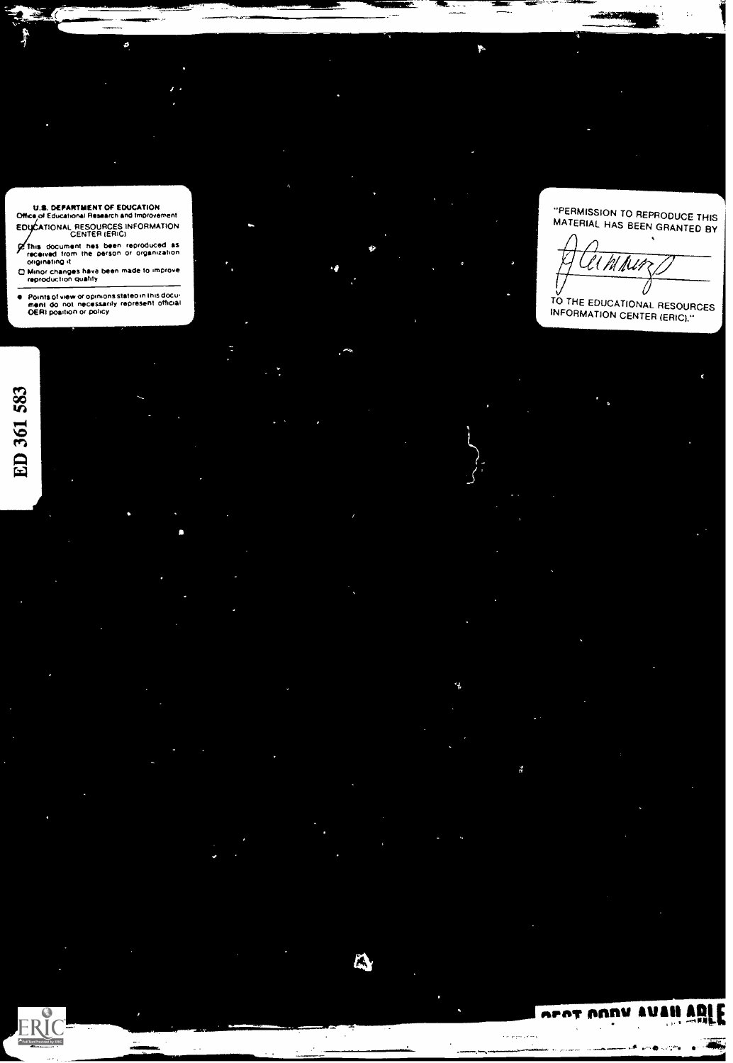U.S. DEPARTMENT OF EDUCATION
Office of Educational Research and Improvement
EDUCATIONAL RESOURCES INFORMATION CENTER (ERIC)

- ☑ This document has been reproduced as received from the person or organization originating it
- ☐ Minor changes have been made to improve reproduction quality

- Points of view or opinions stated in this document do not necessarily represent official OERI position or policy

"PERMISSION TO REPRODUCE THIS MATERIAL HAS BEEN GRANTED BY

TO THE EDUCATIONAL RESOURCES INFORMATION CENTER (ERIC)."

ED 361 583

BEST COPY AVAILABLE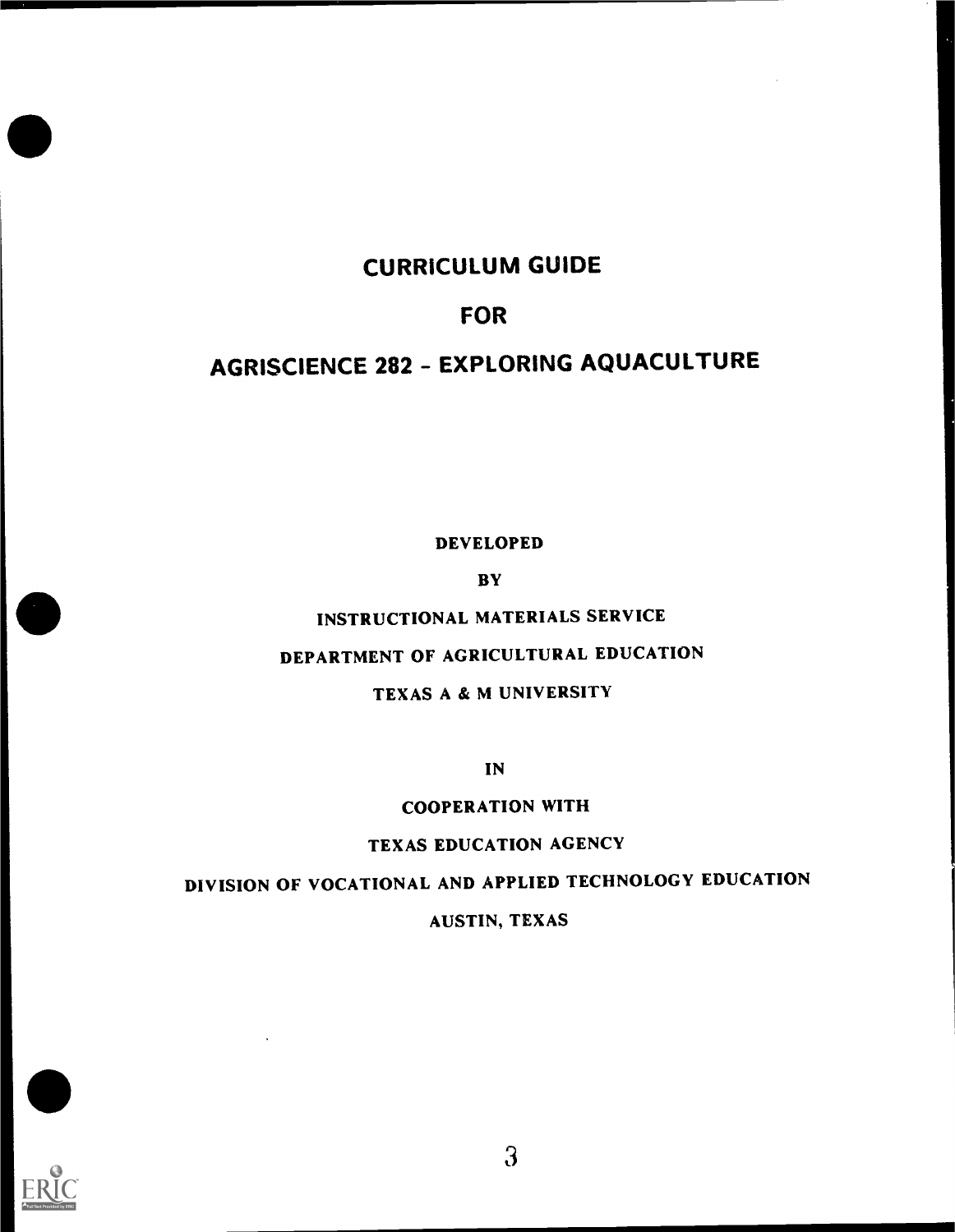# CURRICULUM GUIDE

# FOR

# AGRISCIENCE 282 - EXPLORING AQUACULTURE

DEVELOPED

BY

INSTRUCTIONAL MATERIALS SERVICE

DEPARTMENT OF AGRICULTURAL EDUCATION

TEXAS A & M UNIVERSITY

IN

COOPERATION WITH

TEXAS EDUCATION AGENCY

DIVISION OF VOCATIONAL AND APPLIED TECHNOLOGY EDUCATION

AUSTIN, TEXAS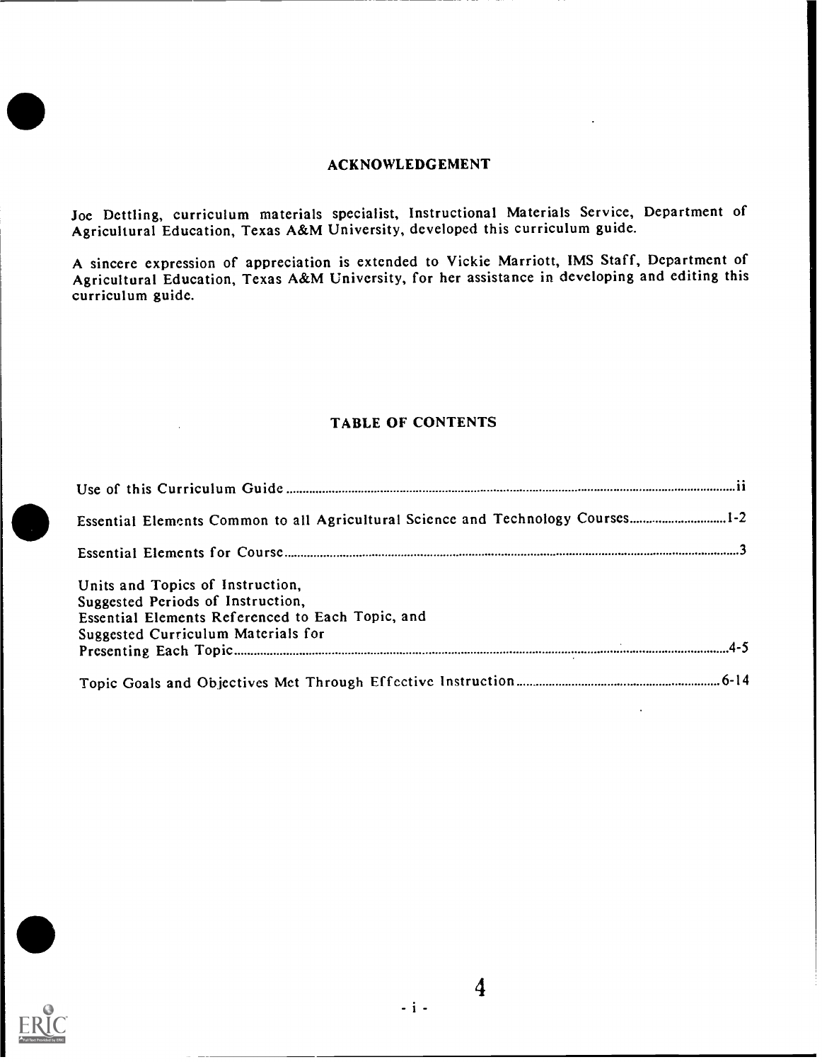## ACKNOWLEDGEMENT

Joe Dettling, curriculum materials specialist, Instructional Materials Service, Department of Agricultural Education, Texas A&M University, developed this curriculum guide.

A sincere expression of appreciation is extended to Vickie Marriott, IMS Staff, Department of Agricultural Education, Texas A&M University, for her assistance in developing and editing this curriculum guide.

## TABLE OF CONTENTS

Use of this Curriculum Guide .......... ii

Essential Elements Common to all Agricultural Science and Technology Courses .......... 1-2

Essential Elements for Course .......... 3

Units and Topics of Instruction,
Suggested Periods of Instruction,
Essential Elements Referenced to Each Topic, and
Suggested Curriculum Materials for
Presenting Each Topic .......... 4-5

Topic Goals and Objectives Met Through Effective Instruction .......... 6-14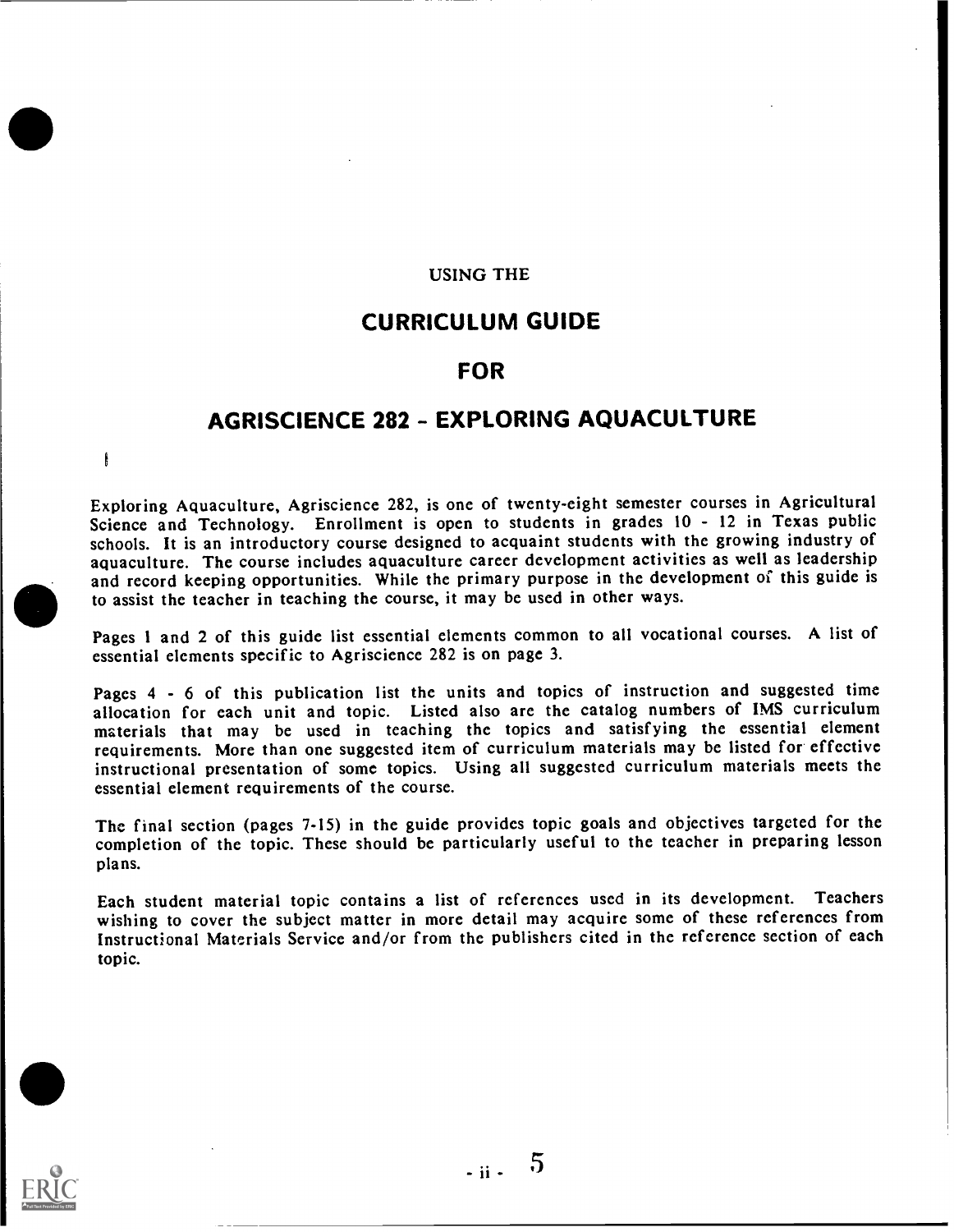USING THE

# CURRICULUM GUIDE

# FOR

# AGRISCIENCE 282 - EXPLORING AQUACULTURE

Exploring Aquaculture, Agriscience 282, is one of twenty-eight semester courses in Agricultural Science and Technology. Enrollment is open to students in grades 10 - 12 in Texas public schools. It is an introductory course designed to acquaint students with the growing industry of aquaculture. The course includes aquaculture career development activities as well as leadership and record keeping opportunities. While the primary purpose in the development of this guide is to assist the teacher in teaching the course, it may be used in other ways.

Pages 1 and 2 of this guide list essential elements common to all vocational courses. A list of essential elements specific to Agriscience 282 is on page 3.

Pages 4 - 6 of this publication list the units and topics of instruction and suggested time allocation for each unit and topic. Listed also are the catalog numbers of IMS curriculum materials that may be used in teaching the topics and satisfying the essential element requirements. More than one suggested item of curriculum materials may be listed for effective instructional presentation of some topics. Using all suggested curriculum materials meets the essential element requirements of the course.

The final section (pages 7-15) in the guide provides topic goals and objectives targeted for the completion of the topic. These should be particularly useful to the teacher in preparing lesson plans.

Each student material topic contains a list of references used in its development. Teachers wishing to cover the subject matter in more detail may acquire some of these references from Instructional Materials Service and/or from the publishers cited in the reference section of each topic.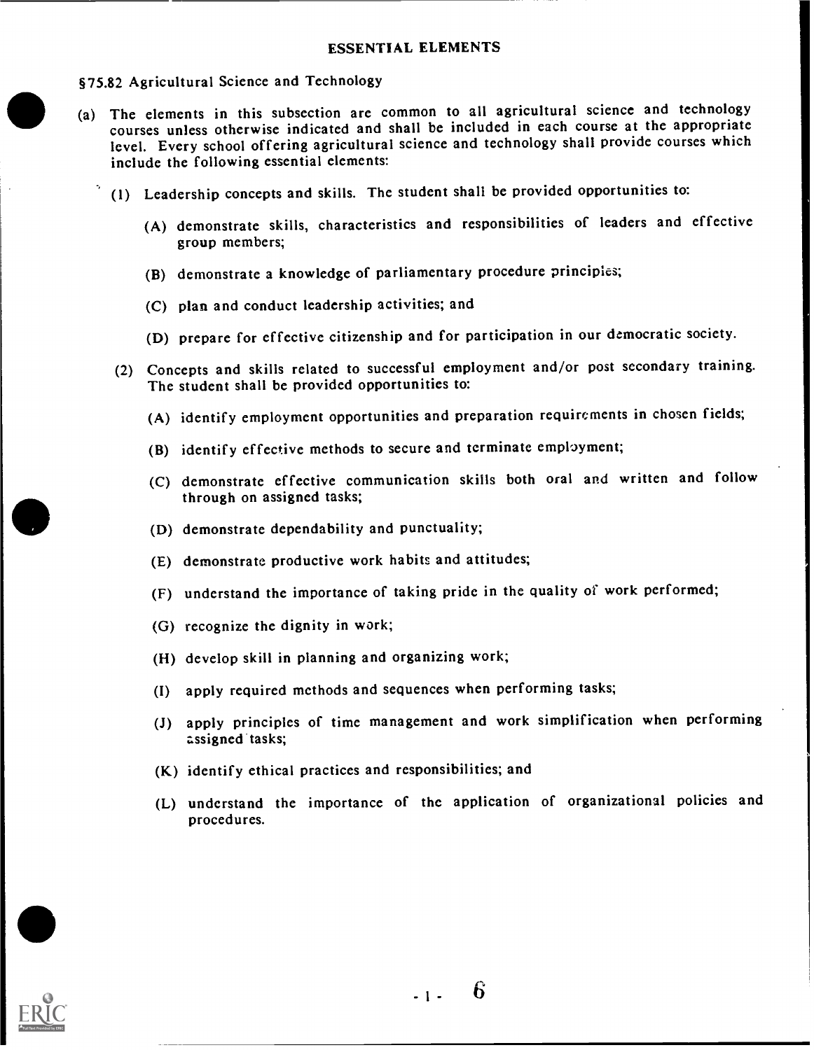## ESSENTIAL ELEMENTS

§75.82 Agricultural Science and Technology

(a) The elements in this subsection are common to all agricultural science and technology courses unless otherwise indicated and shall be included in each course at the appropriate level. Every school offering agricultural science and technology shall provide courses which include the following essential elements:

  (1) Leadership concepts and skills. The student shall be provided opportunities to:

    (A) demonstrate skills, characteristics and responsibilities of leaders and effective group members;

    (B) demonstrate a knowledge of parliamentary procedure principles;

    (C) plan and conduct leadership activities; and

    (D) prepare for effective citizenship and for participation in our democratic society.

  (2) Concepts and skills related to successful employment and/or post secondary training. The student shall be provided opportunities to:

    (A) identify employment opportunities and preparation requirements in chosen fields;

    (B) identify effective methods to secure and terminate employment;

    (C) demonstrate effective communication skills both oral and written and follow through on assigned tasks;

    (D) demonstrate dependability and punctuality;

    (E) demonstrate productive work habits and attitudes;

    (F) understand the importance of taking pride in the quality of work performed;

    (G) recognize the dignity in work;

    (H) develop skill in planning and organizing work;

    (I) apply required methods and sequences when performing tasks;

    (J) apply principles of time management and work simplification when performing assigned tasks;

    (K) identify ethical practices and responsibilities; and

    (L) understand the importance of the application of organizational policies and procedures.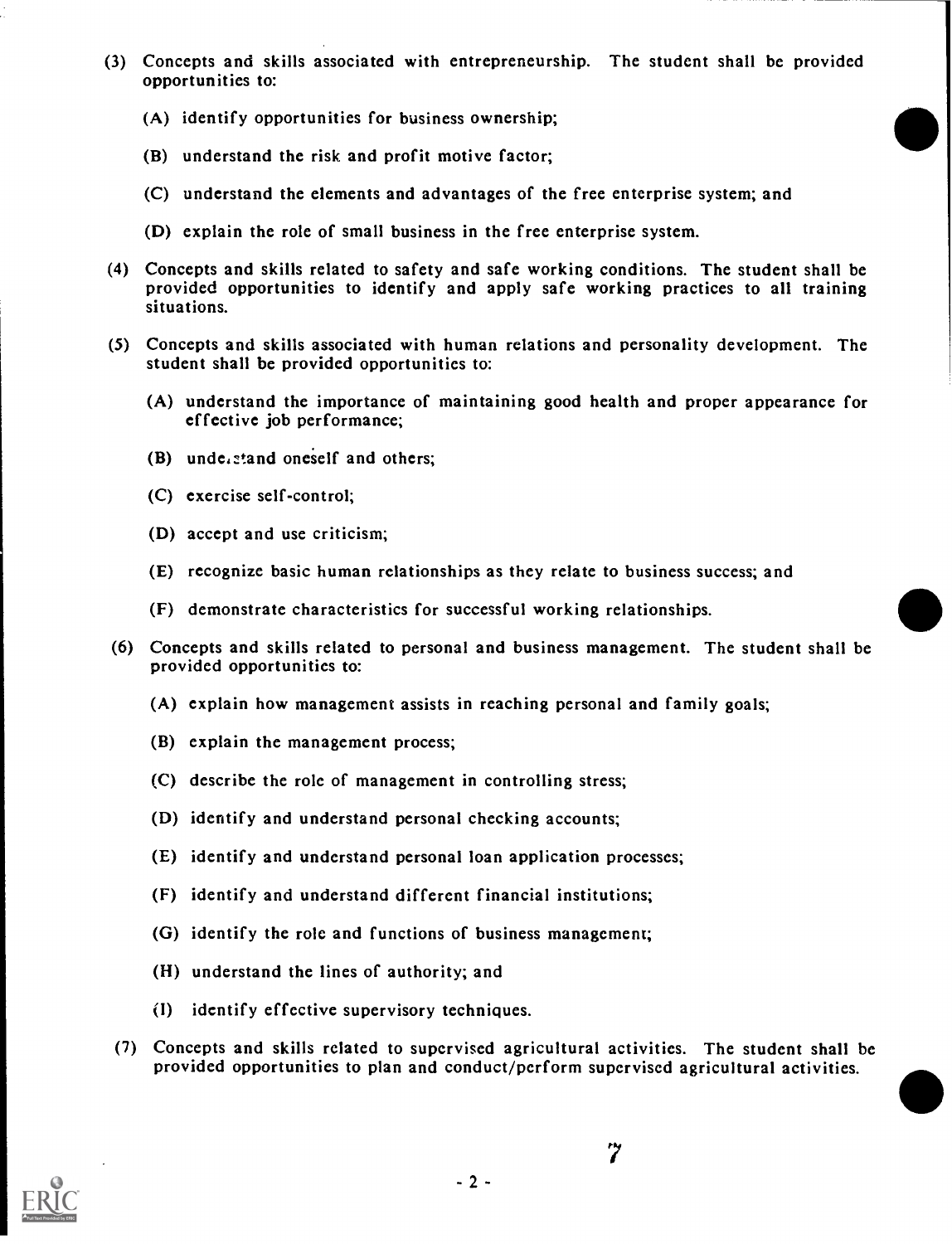(3) Concepts and skills associated with entrepreneurship. The student shall be provided opportunities to:

  (A) identify opportunities for business ownership;

  (B) understand the risk and profit motive factor;

  (C) understand the elements and advantages of the free enterprise system; and

  (D) explain the role of small business in the free enterprise system.

(4) Concepts and skills related to safety and safe working conditions. The student shall be provided opportunities to identify and apply safe working practices to all training situations.

(5) Concepts and skills associated with human relations and personality development. The student shall be provided opportunities to:

  (A) understand the importance of maintaining good health and proper appearance for effective job performance;

  (B) understand oneself and others;

  (C) exercise self-control;

  (D) accept and use criticism;

  (E) recognize basic human relationships as they relate to business success; and

  (F) demonstrate characteristics for successful working relationships.

(6) Concepts and skills related to personal and business management. The student shall be provided opportunities to:

  (A) explain how management assists in reaching personal and family goals;

  (B) explain the management process;

  (C) describe the role of management in controlling stress;

  (D) identify and understand personal checking accounts;

  (E) identify and understand personal loan application processes;

  (F) identify and understand different financial institutions;

  (G) identify the role and functions of business management;

  (H) understand the lines of authority; and

  (I) identify effective supervisory techniques.

(7) Concepts and skills related to supervised agricultural activities. The student shall be provided opportunities to plan and conduct/perform supervised agricultural activities.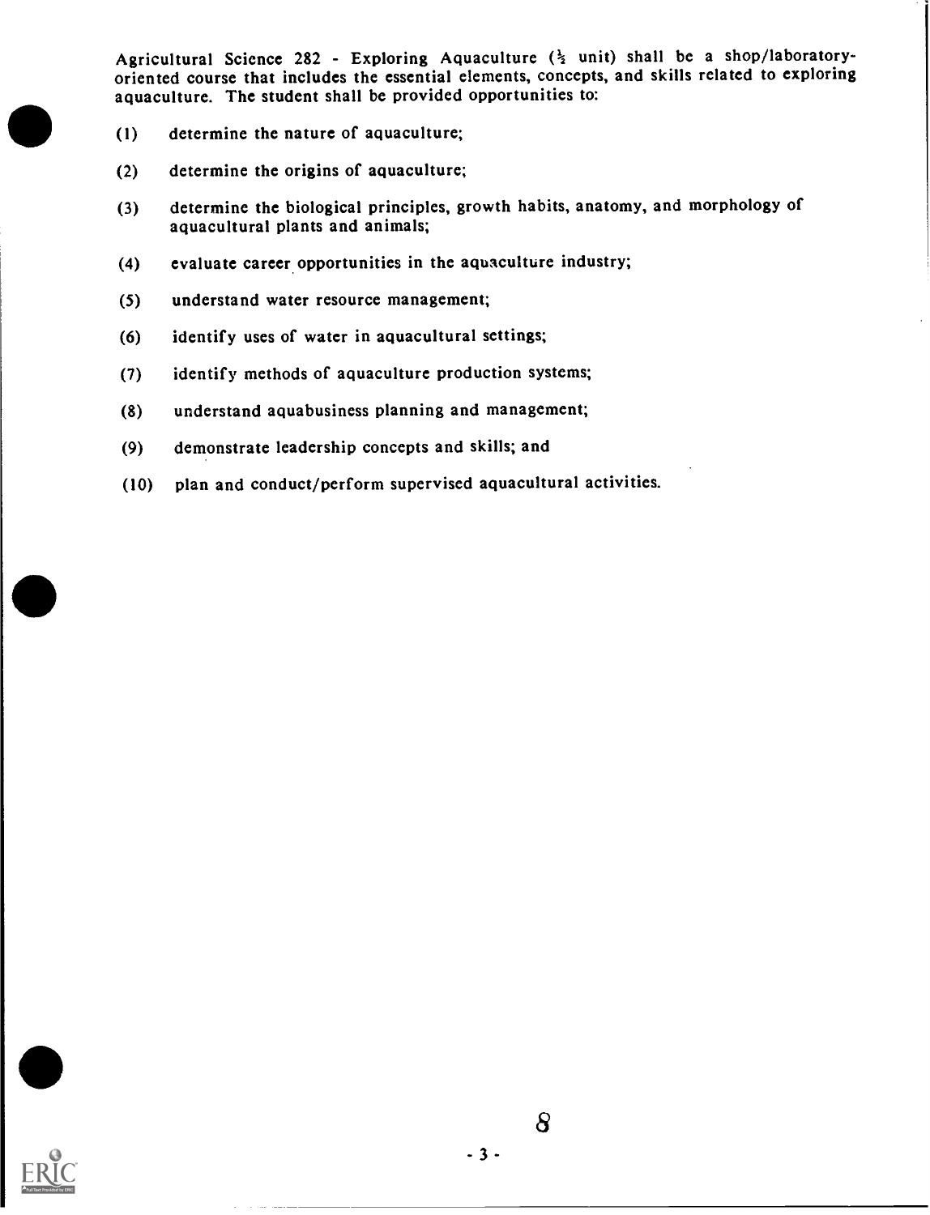Agricultural Science 282 - Exploring Aquaculture (½ unit) shall be a shop/laboratory-oriented course that includes the essential elements, concepts, and skills related to exploring aquaculture. The student shall be provided opportunities to:

(1) determine the nature of aquaculture;

(2) determine the origins of aquaculture;

(3) determine the biological principles, growth habits, anatomy, and morphology of aquacultural plants and animals;

(4) evaluate career opportunities in the aquaculture industry;

(5) understand water resource management;

(6) identify uses of water in aquacultural settings;

(7) identify methods of aquaculture production systems;

(8) understand aquabusiness planning and management;

(9) demonstrate leadership concepts and skills; and

(10) plan and conduct/perform supervised aquacultural activities.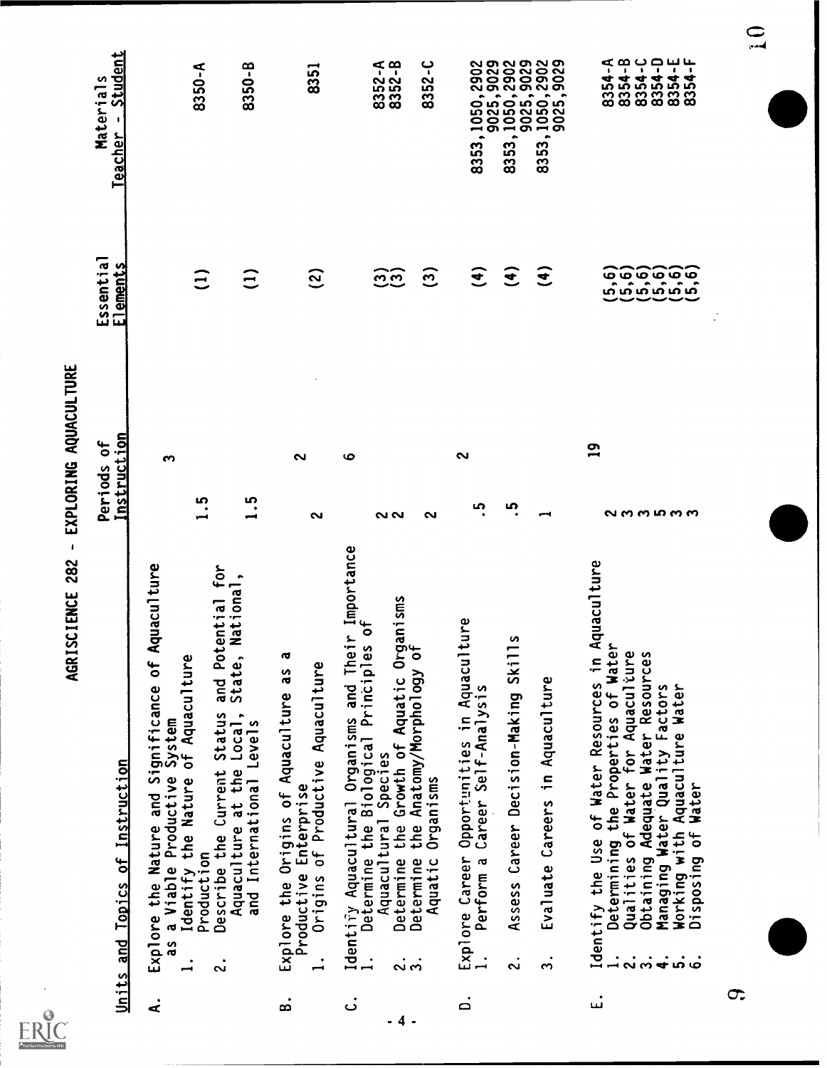# AGRISCIENCE 282 - EXPLORING AQUACULTURE

| Units and Topics of Instruction | Periods of Instruction | | Essential Elements | Materials Teacher - Student |
|---|---|---|---|---|
| A. Explore the Nature and Significance of Aquaculture as a Viable Productive System | | 3 | | |
| 1. Identify the Nature of Aquaculture Production | 1.5 | | (1) | 8350-A |
| 2. Describe the Current Status and Potential for Aquaculture at the Local, State, National, and International Levels | 1.5 | | (1) | 8350-B |
| B. Explore the Origins of Aquaculture as a Productive Enterprise | | 2 | | |
| 1. Origins of Productive Aquaculture | 2 | | (2) | 8351 |
| C. Identify Aquacultural Organisms and Their Importance | | 6 | | |
| 1. Determine the Biological Principles of Aquacultural Species | 2 | | (3) | 8352-A |
| 2. Determine the Growth of Aquatic Organisms | 2 | | (3) | 8352-B |
| 3. Determine the Anatomy/Morphology of Aquatic Organisms | 2 | | (3) | 8352-C |
| D. Explore Career Opportunities in Aquaculture | | 2 | | |
| 1. Perform a Career Self-Analysis | .5 | | (4) | 8353,1050,2902 9025,9029 |
| 2. Assess Career Decision-Making Skills | .5 | | (4) | 8353,1050,2902 9025,9029 |
| 3. Evaluate Careers in Aquaculture | 1 | | (4) | 8353,1050,2902 9025,9029 |
| E. Identify the Use of Water Resources in Aquaculture | | 19 | | |
| 1. Determining the Properties of Water | 2 | | (5,6) | 8354-A |
| 2. Qualities of Water for Aquaculture | 3 | | (5,6) | 8354-B |
| 3. Obtaining Adequate Water Resources | 3 | | (5,6) | 8354-C |
| 4. Managing Water Quality Factors | 5 | | (5,6) | 8354-D |
| 5. Working with Aquaculture Water | 3 | | (5,6) | 8354-E |
| 6. Disposing of Water | 3 | | (5,6) | 8354-F |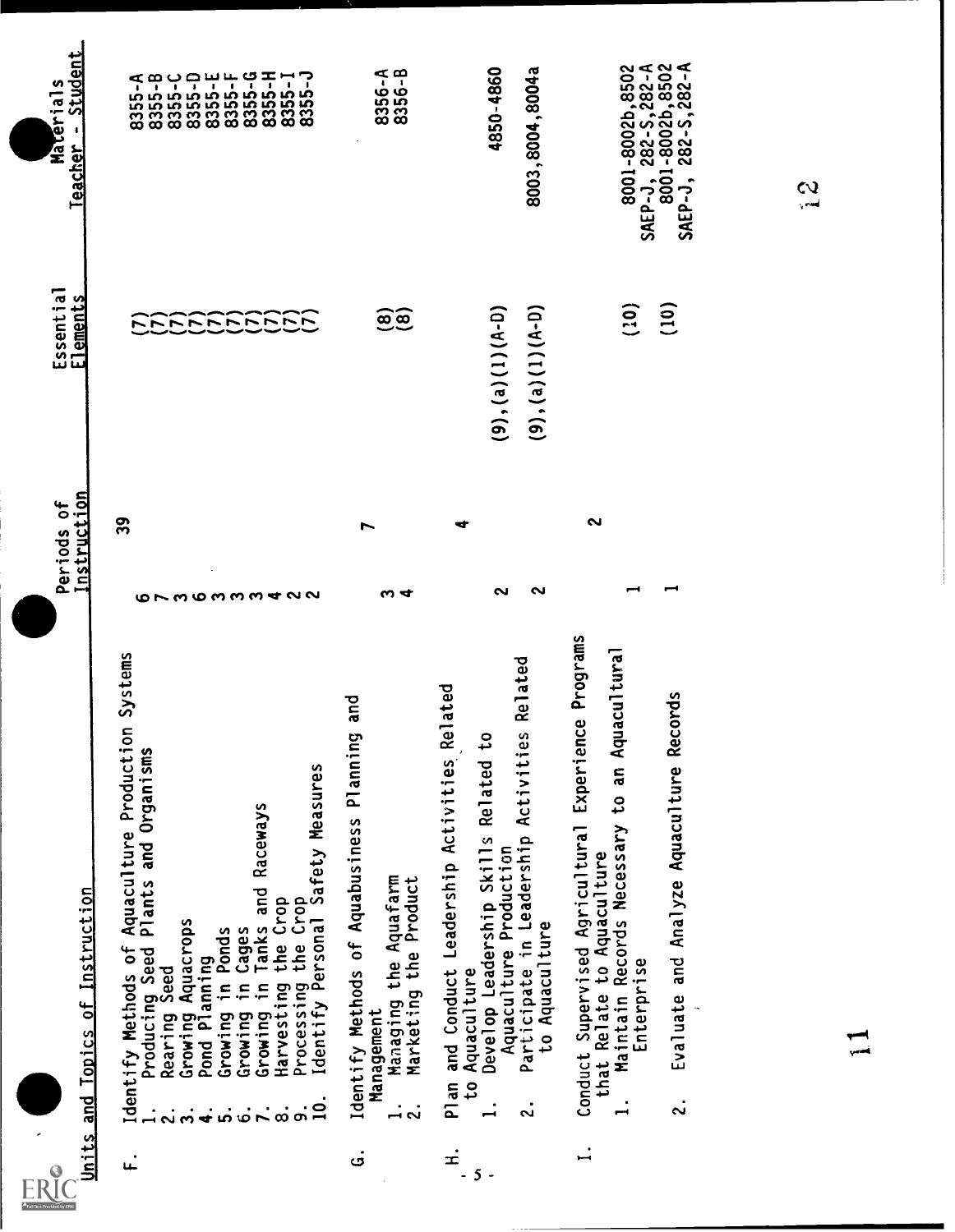| Units and Topics of Instruction | Periods of Instruction | | Essential Elements | Materials Teacher - Student |
|---|---|---|---|---|
| F. Identify Methods of Aquaculture Production Systems | | 39 | | |
| 1. Producing Seed Plants and Organisms | 6 | | (7) | 8355-A |
| 2. Rearing Seed | 7 | | (7) | 8355-B |
| 3. Growing Aquacrops | 3 | | (7) | 8355-C |
| 4. Pond Planning | 6 | | (7) | 8355-D |
| 5. Growing in Ponds | 3 | | (7) | 8355-E |
| 6. Growing in Cages | 3 | | (7) | 8355-F |
| 7. Growing in Tanks and Raceways | 3 | | (7) | 8355-G |
| 8. Harvesting the Crop | 4 | | (7) | 8355-H |
| 9. Processing the Crop | 2 | | (7) | 8355-I |
| 10. Identify Personal Safety Measures | 2 | | (7) | 8355-J |
| G. Identify Methods of Aquabusiness Planning and Management | | 7 | | |
| 1. Managing the Aquafarm | 3 | | (8) | 8356-A |
| 2. Marketing the Product | 4 | | (8) | 8356-B |
| H. Plan and Conduct Leadership Activities Related to Aquaculture | | 4 | | |
| 1. Develop Leadership Skills Related to Aquaculture Production | 2 | | (9),(a)(1)(A-D) | 4850-4860 |
| 2. Participate in Leadership Activities Related to Aquaculture | 2 | | (9),(a)(1)(A-D) | 8003,8004,8004a |
| I. Conduct Supervised Agricultural Experience Programs that Relate to Aquaculture | | 2 | | |
| 1. Maintain Records Necessary to an Aquacultural Enterprise | 1 | | (10) | 8001-8002b,8502 SAEP-J, 282-S,282-A |
| 2. Evaluate and Analyze Aquaculture Records | 1 | | (10) | 8001-8002b,8502 SAEP-J, 282-S,282-A |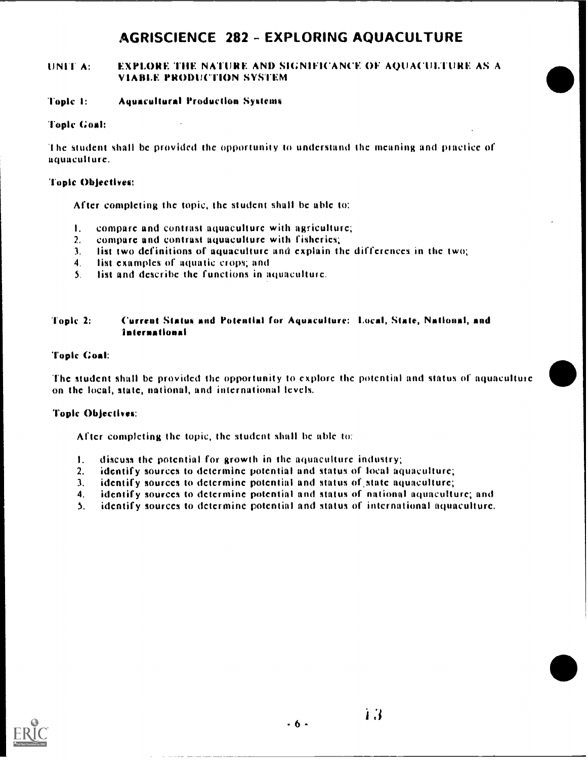# AGRISCIENCE 282 - EXPLORING AQUACULTURE

**UNIT A: EXPLORE THE NATURE AND SIGNIFICANCE OF AQUACULTURE AS A VIABLE PRODUCTION SYSTEM**

**Topic 1: Aquacultural Production Systems**

**Topic Goal:**

The student shall be provided the opportunity to understand the meaning and practice of aquaculture.

**Topic Objectives:**

After completing the topic, the student shall be able to:

1. compare and contrast aquaculture with agriculture;
2. compare and contrast aquaculture with fisheries;
3. list two definitions of aquaculture and explain the differences in the two;
4. list examples of aquatic crops; and
5. list and describe the functions in aquaculture.

**Topic 2: Current Status and Potential for Aquaculture: Local, State, National, and International**

**Topic Goal:**

The student shall be provided the opportunity to explore the potential and status of aquaculture on the local, state, national, and international levels.

**Topic Objectives:**

After completing the topic, the student shall be able to:

1. discuss the potential for growth in the aquaculture industry;
2. identify sources to determine potential and status of local aquaculture;
3. identify sources to determine potential and status of state aquaculture;
4. identify sources to determine potential and status of national aquaculture; and
5. identify sources to determine potential and status of international aquaculture.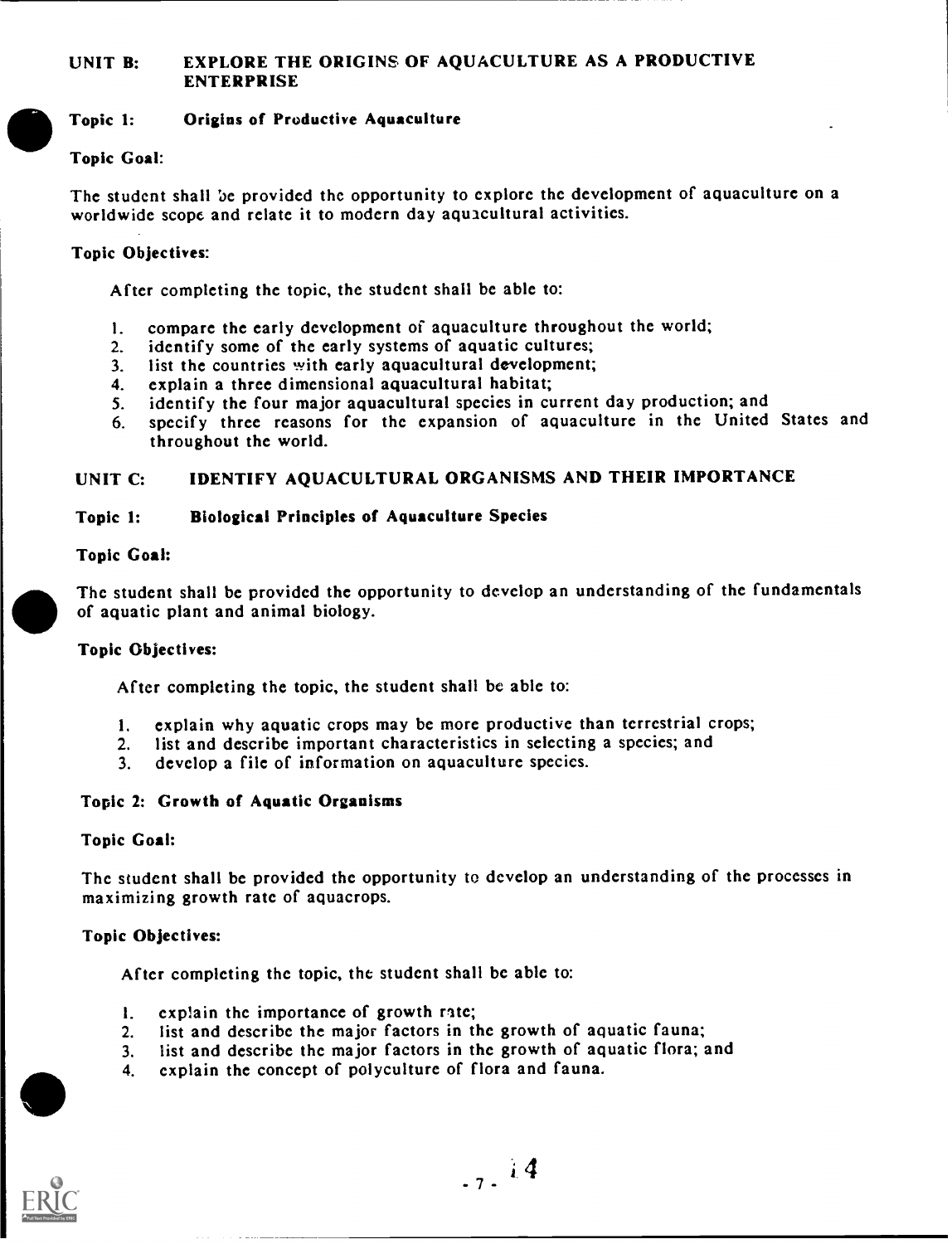## UNIT B: EXPLORE THE ORIGINS OF AQUACULTURE AS A PRODUCTIVE ENTERPRISE

### Topic 1: Origins of Productive Aquaculture

**Topic Goal:**

The student shall be provided the opportunity to explore the development of aquaculture on a worldwide scope and relate it to modern day aquacultural activities.

**Topic Objectives:**

After completing the topic, the student shall be able to:

1. compare the early development of aquaculture throughout the world;
2. identify some of the early systems of aquatic cultures;
3. list the countries with early aquacultural development;
4. explain a three dimensional aquacultural habitat;
5. identify the four major aquacultural species in current day production; and
6. specify three reasons for the expansion of aquaculture in the United States and throughout the world.

## UNIT C: IDENTIFY AQUACULTURAL ORGANISMS AND THEIR IMPORTANCE

### Topic 1: Biological Principles of Aquaculture Species

**Topic Goal:**

The student shall be provided the opportunity to develop an understanding of the fundamentals of aquatic plant and animal biology.

**Topic Objectives:**

After completing the topic, the student shall be able to:

1. explain why aquatic crops may be more productive than terrestrial crops;
2. list and describe important characteristics in selecting a species; and
3. develop a file of information on aquaculture species.

### Topic 2: Growth of Aquatic Organisms

**Topic Goal:**

The student shall be provided the opportunity to develop an understanding of the processes in maximizing growth rate of aquacrops.

**Topic Objectives:**

After completing the topic, the student shall be able to:

1. explain the importance of growth rate;
2. list and describe the major factors in the growth of aquatic fauna;
3. list and describe the major factors in the growth of aquatic flora; and
4. explain the concept of polyculture of flora and fauna.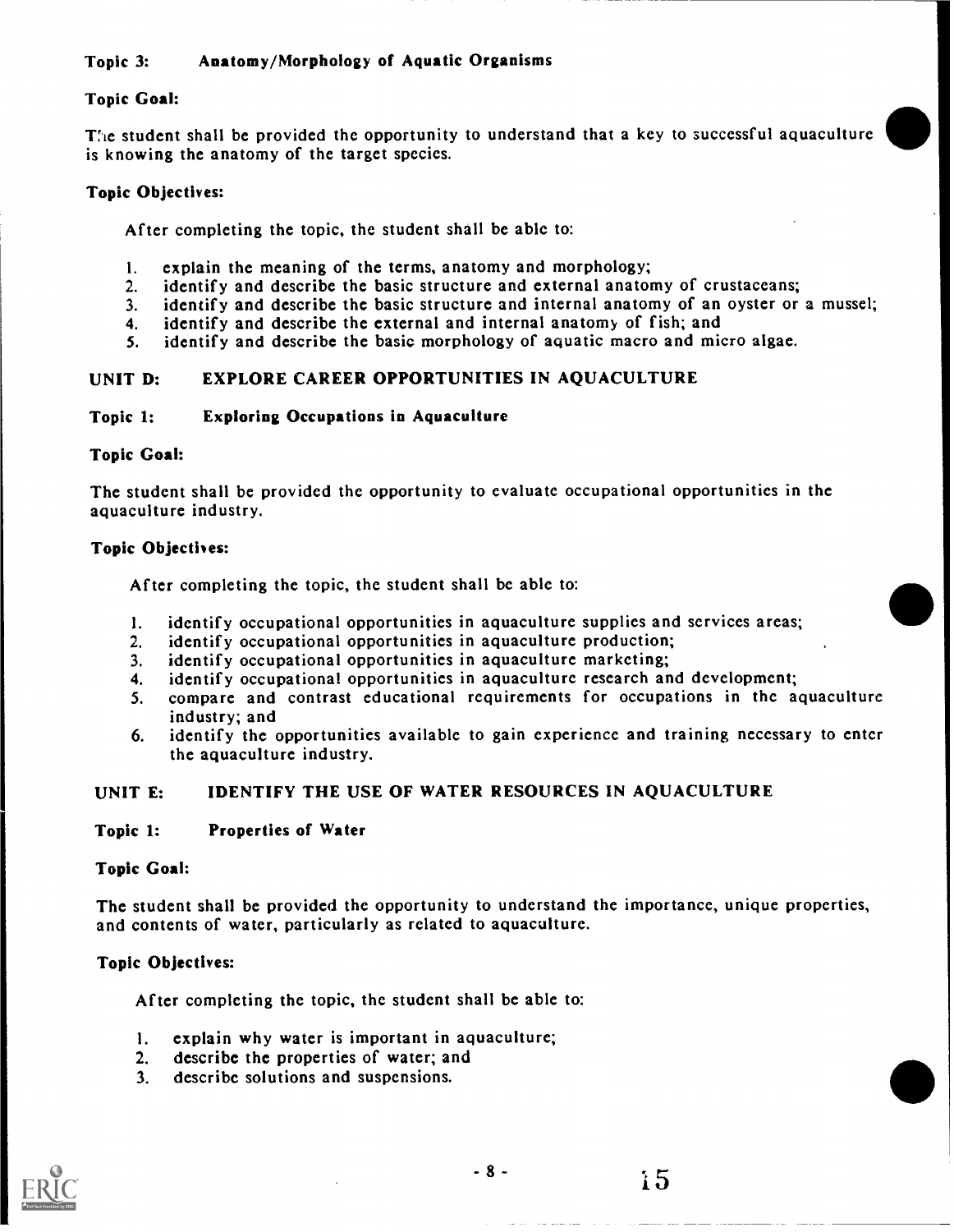**Topic 3: Anatomy/Morphology of Aquatic Organisms**

**Topic Goal:**

The student shall be provided the opportunity to understand that a key to successful aquaculture is knowing the anatomy of the target species.

**Topic Objectives:**

After completing the topic, the student shall be able to:

1. explain the meaning of the terms, anatomy and morphology;
2. identify and describe the basic structure and external anatomy of crustaceans;
3. identify and describe the basic structure and internal anatomy of an oyster or a mussel;
4. identify and describe the external and internal anatomy of fish; and
5. identify and describe the basic morphology of aquatic macro and micro algae.

## UNIT D: EXPLORE CAREER OPPORTUNITIES IN AQUACULTURE

**Topic 1: Exploring Occupations in Aquaculture**

**Topic Goal:**

The student shall be provided the opportunity to evaluate occupational opportunities in the aquaculture industry.

**Topic Objectives:**

After completing the topic, the student shall be able to:

1. identify occupational opportunities in aquaculture supplies and services areas;
2. identify occupational opportunities in aquaculture production;
3. identify occupational opportunities in aquaculture marketing;
4. identify occupational opportunities in aquaculture research and development;
5. compare and contrast educational requirements for occupations in the aquaculture industry; and
6. identify the opportunities available to gain experience and training necessary to enter the aquaculture industry.

## UNIT E: IDENTIFY THE USE OF WATER RESOURCES IN AQUACULTURE

**Topic 1: Properties of Water**

**Topic Goal:**

The student shall be provided the opportunity to understand the importance, unique properties, and contents of water, particularly as related to aquaculture.

**Topic Objectives:**

After completing the topic, the student shall be able to:

1. explain why water is important in aquaculture;
2. describe the properties of water; and
3. describe solutions and suspensions.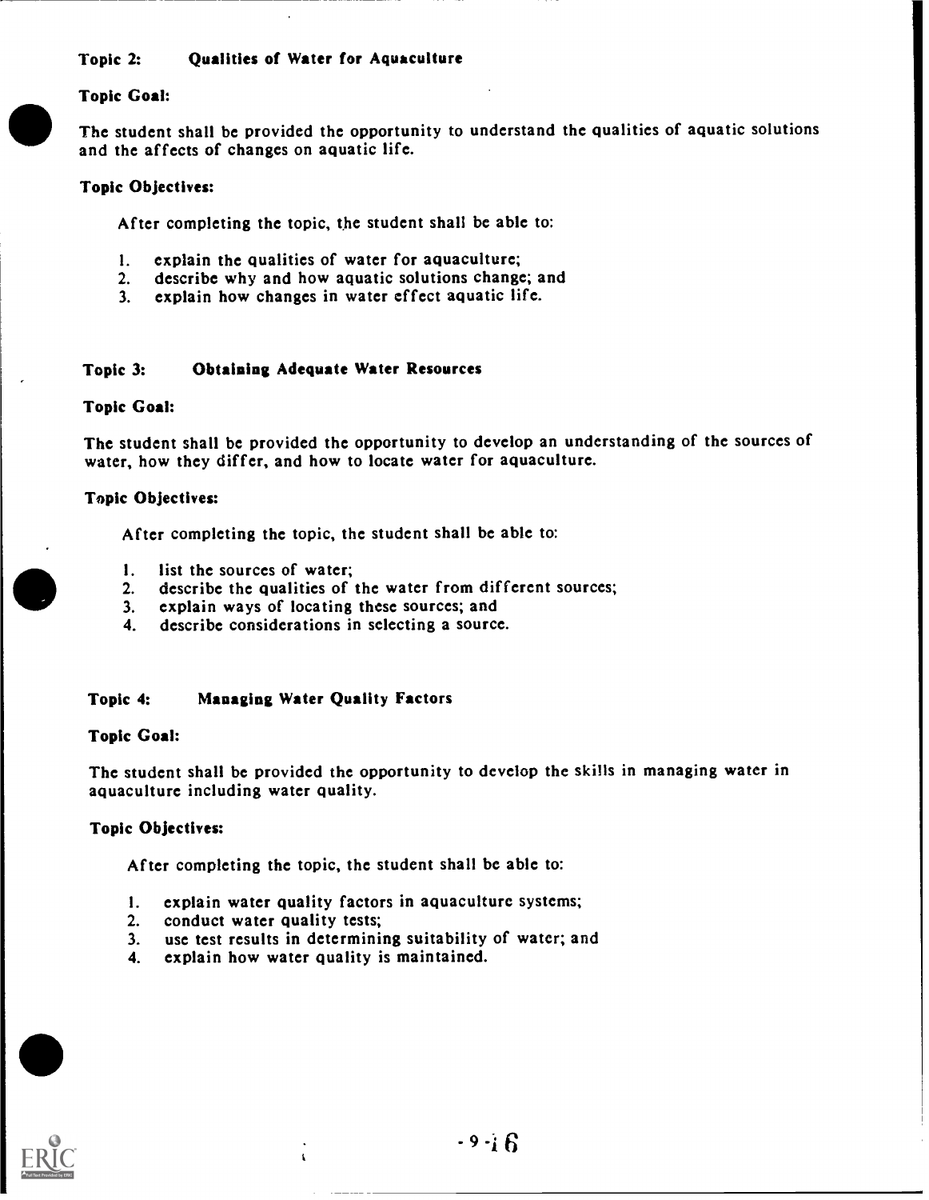**Topic 2: Qualities of Water for Aquaculture**

**Topic Goal:**

The student shall be provided the opportunity to understand the qualities of aquatic solutions and the affects of changes on aquatic life.

**Topic Objectives:**

After completing the topic, the student shall be able to:

1. explain the qualities of water for aquaculture;
2. describe why and how aquatic solutions change; and
3. explain how changes in water effect aquatic life.

**Topic 3: Obtaining Adequate Water Resources**

**Topic Goal:**

The student shall be provided the opportunity to develop an understanding of the sources of water, how they differ, and how to locate water for aquaculture.

**Topic Objectives:**

After completing the topic, the student shall be able to:

1. list the sources of water;
2. describe the qualities of the water from different sources;
3. explain ways of locating these sources; and
4. describe considerations in selecting a source.

**Topic 4: Managing Water Quality Factors**

**Topic Goal:**

The student shall be provided the opportunity to develop the skills in managing water in aquaculture including water quality.

**Topic Objectives:**

After completing the topic, the student shall be able to:

1. explain water quality factors in aquaculture systems;
2. conduct water quality tests;
3. use test results in determining suitability of water; and
4. explain how water quality is maintained.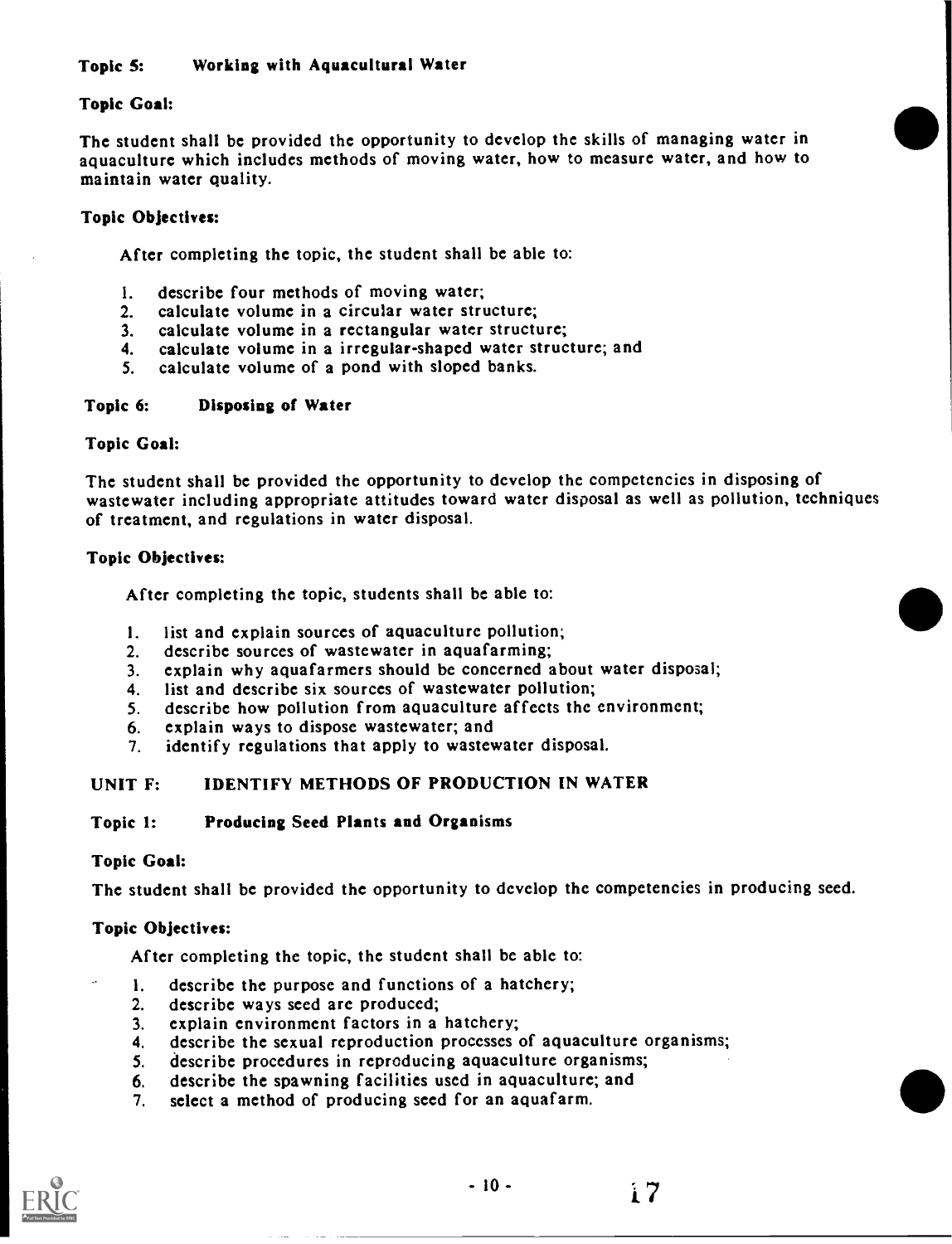**Topic 5: Working with Aquacultural Water**

**Topic Goal:**

The student shall be provided the opportunity to develop the skills of managing water in aquaculture which includes methods of moving water, how to measure water, and how to maintain water quality.

**Topic Objectives:**

After completing the topic, the student shall be able to:

1. describe four methods of moving water;
2. calculate volume in a circular water structure;
3. calculate volume in a rectangular water structure;
4. calculate volume in a irregular-shaped water structure; and
5. calculate volume of a pond with sloped banks.

**Topic 6: Disposing of Water**

**Topic Goal:**

The student shall be provided the opportunity to develop the competencies in disposing of wastewater including appropriate attitudes toward water disposal as well as pollution, techniques of treatment, and regulations in water disposal.

**Topic Objectives:**

After completing the topic, students shall be able to:

1. list and explain sources of aquaculture pollution;
2. describe sources of wastewater in aquafarming;
3. explain why aquafarmers should be concerned about water disposal;
4. list and describe six sources of wastewater pollution;
5. describe how pollution from aquaculture affects the environment;
6. explain ways to dispose wastewater; and
7. identify regulations that apply to wastewater disposal.

## UNIT F: IDENTIFY METHODS OF PRODUCTION IN WATER

**Topic 1: Producing Seed Plants and Organisms**

**Topic Goal:**

The student shall be provided the opportunity to develop the competencies in producing seed.

**Topic Objectives:**

After completing the topic, the student shall be able to:

1. describe the purpose and functions of a hatchery;
2. describe ways seed are produced;
3. explain environment factors in a hatchery;
4. describe the sexual reproduction processes of aquaculture organisms;
5. describe procedures in reproducing aquaculture organisms;
6. describe the spawning facilities used in aquaculture; and
7. select a method of producing seed for an aquafarm.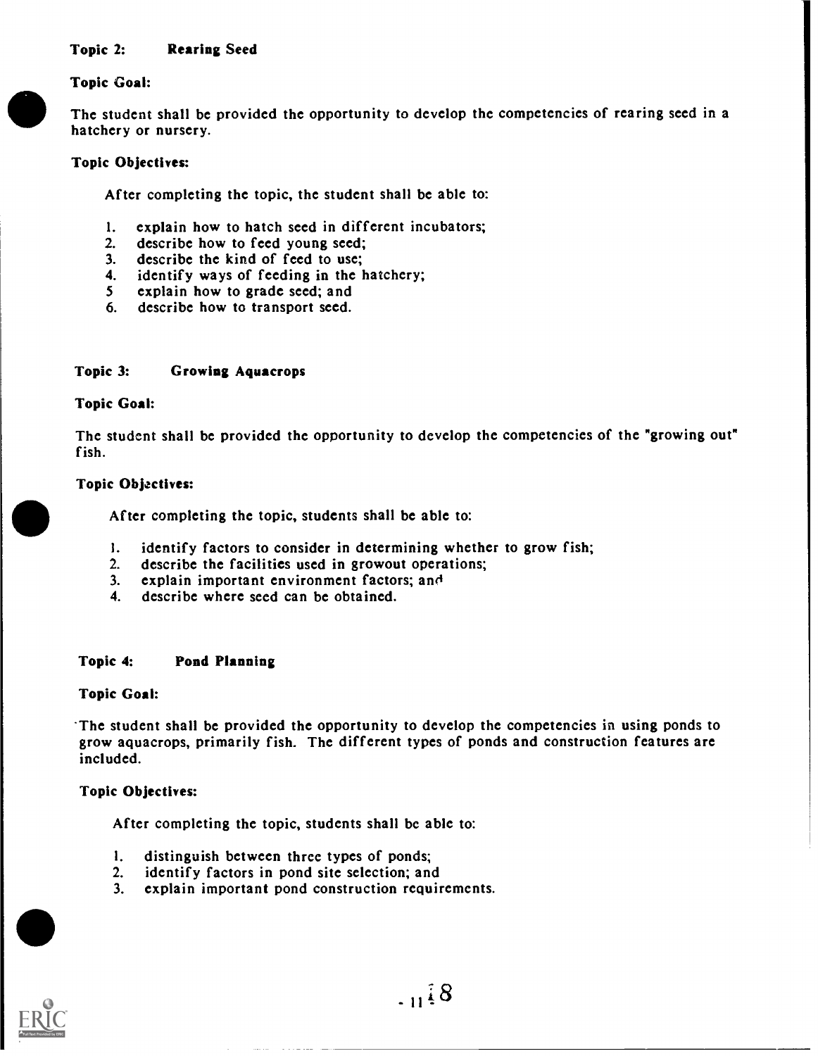**Topic 2: Rearing Seed**

**Topic Goal:**

The student shall be provided the opportunity to develop the competencies of rearing seed in a hatchery or nursery.

**Topic Objectives:**

After completing the topic, the student shall be able to:

1. explain how to hatch seed in different incubators;
2. describe how to feed young seed;
3. describe the kind of feed to use;
4. identify ways of feeding in the hatchery;
5. explain how to grade seed; and
6. describe how to transport seed.

**Topic 3: Growing Aquacrops**

**Topic Goal:**

The student shall be provided the opportunity to develop the competencies of the "growing out" fish.

**Topic Objectives:**

After completing the topic, students shall be able to:

1. identify factors to consider in determining whether to grow fish;
2. describe the facilities used in growout operations;
3. explain important environment factors; and
4. describe where seed can be obtained.

**Topic 4: Pond Planning**

**Topic Goal:**

The student shall be provided the opportunity to develop the competencies in using ponds to grow aquacrops, primarily fish. The different types of ponds and construction features are included.

**Topic Objectives:**

After completing the topic, students shall be able to:

1. distinguish between three types of ponds;
2. identify factors in pond site selection; and
3. explain important pond construction requirements.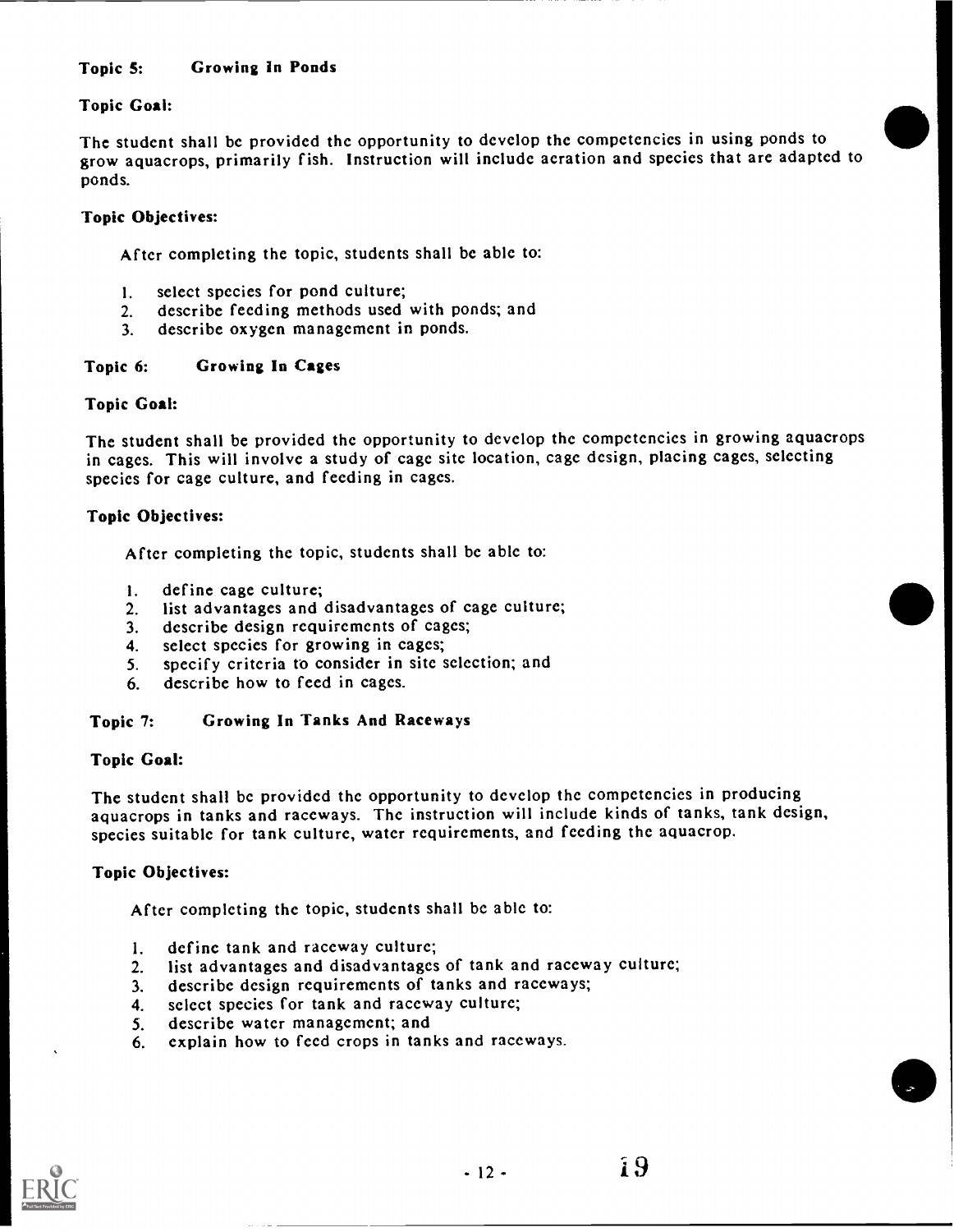### Topic 5: Growing In Ponds

**Topic Goal:**

The student shall be provided the opportunity to develop the competencies in using ponds to grow aquacrops, primarily fish. Instruction will include aeration and species that are adapted to ponds.

**Topic Objectives:**

After completing the topic, students shall be able to:

1. select species for pond culture;
2. describe feeding methods used with ponds; and
3. describe oxygen management in ponds.

### Topic 6: Growing In Cages

**Topic Goal:**

The student shall be provided the opportunity to develop the competencies in growing aquacrops in cages. This will involve a study of cage site location, cage design, placing cages, selecting species for cage culture, and feeding in cages.

**Topic Objectives:**

After completing the topic, students shall be able to:

1. define cage culture;
2. list advantages and disadvantages of cage culture;
3. describe design requirements of cages;
4. select species for growing in cages;
5. specify criteria to consider in site selection; and
6. describe how to feed in cages.

### Topic 7: Growing In Tanks And Raceways

**Topic Goal:**

The student shall be provided the opportunity to develop the competencies in producing aquacrops in tanks and raceways. The instruction will include kinds of tanks, tank design, species suitable for tank culture, water requirements, and feeding the aquacrop.

**Topic Objectives:**

After completing the topic, students shall be able to:

1. define tank and raceway culture;
2. list advantages and disadvantages of tank and raceway culture;
3. describe design requirements of tanks and raceways;
4. select species for tank and raceway culture;
5. describe water management; and
6. explain how to feed crops in tanks and raceways.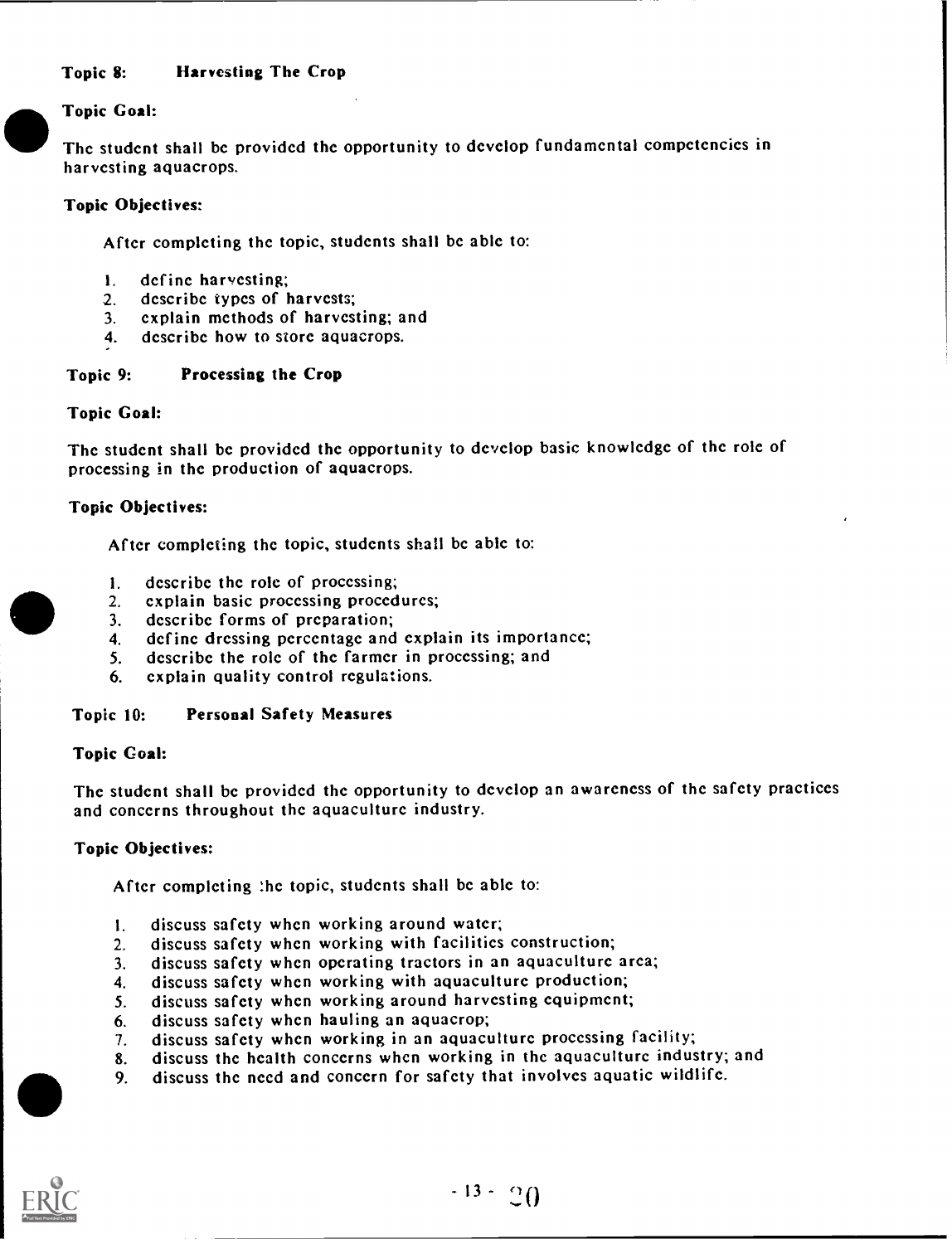### Topic 8: Harvesting The Crop

**Topic Goal:**

The student shall be provided the opportunity to develop fundamental competencies in harvesting aquacrops.

**Topic Objectives:**

After completing the topic, students shall be able to:

1. define harvesting;
2. describe types of harvests;
3. explain methods of harvesting; and
4. describe how to store aquacrops.

### Topic 9: Processing the Crop

**Topic Goal:**

The student shall be provided the opportunity to develop basic knowledge of the role of processing in the production of aquacrops.

**Topic Objectives:**

After completing the topic, students shall be able to:

1. describe the role of processing;
2. explain basic processing procedures;
3. describe forms of preparation;
4. define dressing percentage and explain its importance;
5. describe the role of the farmer in processing; and
6. explain quality control regulations.

### Topic 10: Personal Safety Measures

**Topic Goal:**

The student shall be provided the opportunity to develop an awareness of the safety practices and concerns throughout the aquaculture industry.

**Topic Objectives:**

After completing the topic, students shall be able to:

1. discuss safety when working around water;
2. discuss safety when working with facilities construction;
3. discuss safety when operating tractors in an aquaculture area;
4. discuss safety when working with aquaculture production;
5. discuss safety when working around harvesting equipment;
6. discuss safety when hauling an aquacrop;
7. discuss safety when working in an aquaculture processing facility;
8. discuss the health concerns when working in the aquaculture industry; and
9. discuss the need and concern for safety that involves aquatic wildlife.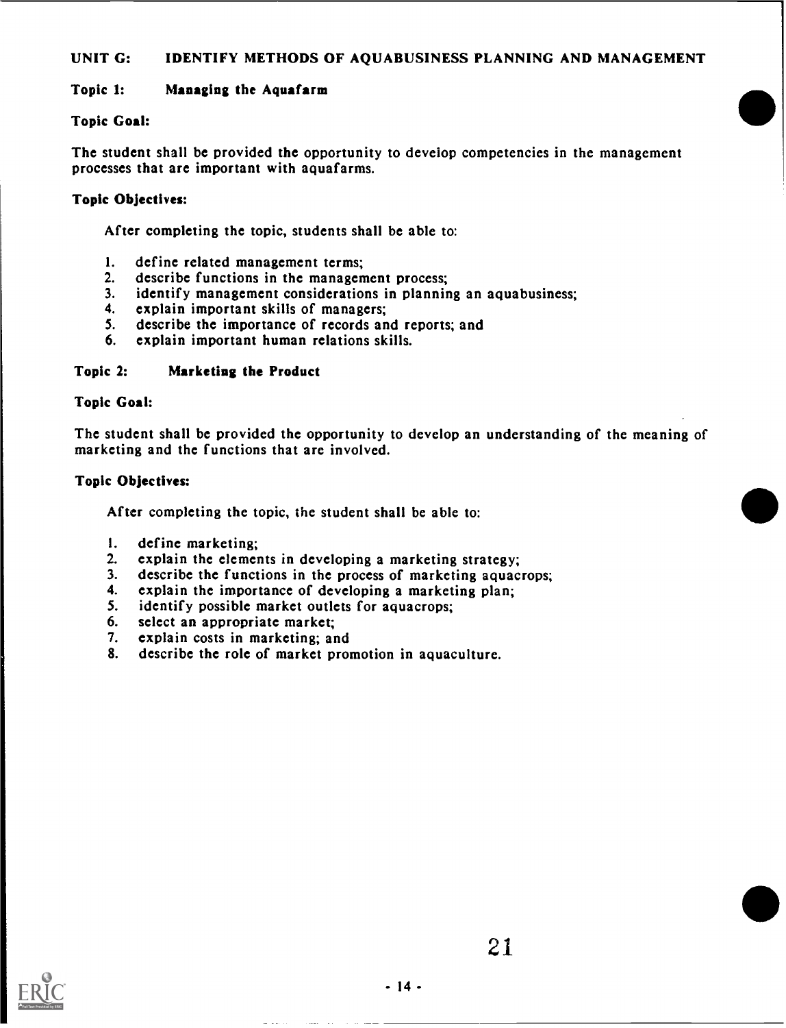## UNIT G: IDENTIFY METHODS OF AQUABUSINESS PLANNING AND MANAGEMENT

### Topic 1: Managing the Aquafarm

**Topic Goal:**

The student shall be provided the opportunity to develop competencies in the management processes that are important with aquafarms.

**Topic Objectives:**

After completing the topic, students shall be able to:

1. define related management terms;
2. describe functions in the management process;
3. identify management considerations in planning an aquabusiness;
4. explain important skills of managers;
5. describe the importance of records and reports; and
6. explain important human relations skills.

### Topic 2: Marketing the Product

**Topic Goal:**

The student shall be provided the opportunity to develop an understanding of the meaning of marketing and the functions that are involved.

**Topic Objectives:**

After completing the topic, the student shall be able to:

1. define marketing;
2. explain the elements in developing a marketing strategy;
3. describe the functions in the process of marketing aquacrops;
4. explain the importance of developing a marketing plan;
5. identify possible market outlets for aquacrops;
6. select an appropriate market;
7. explain costs in marketing; and
8. describe the role of market promotion in aquaculture.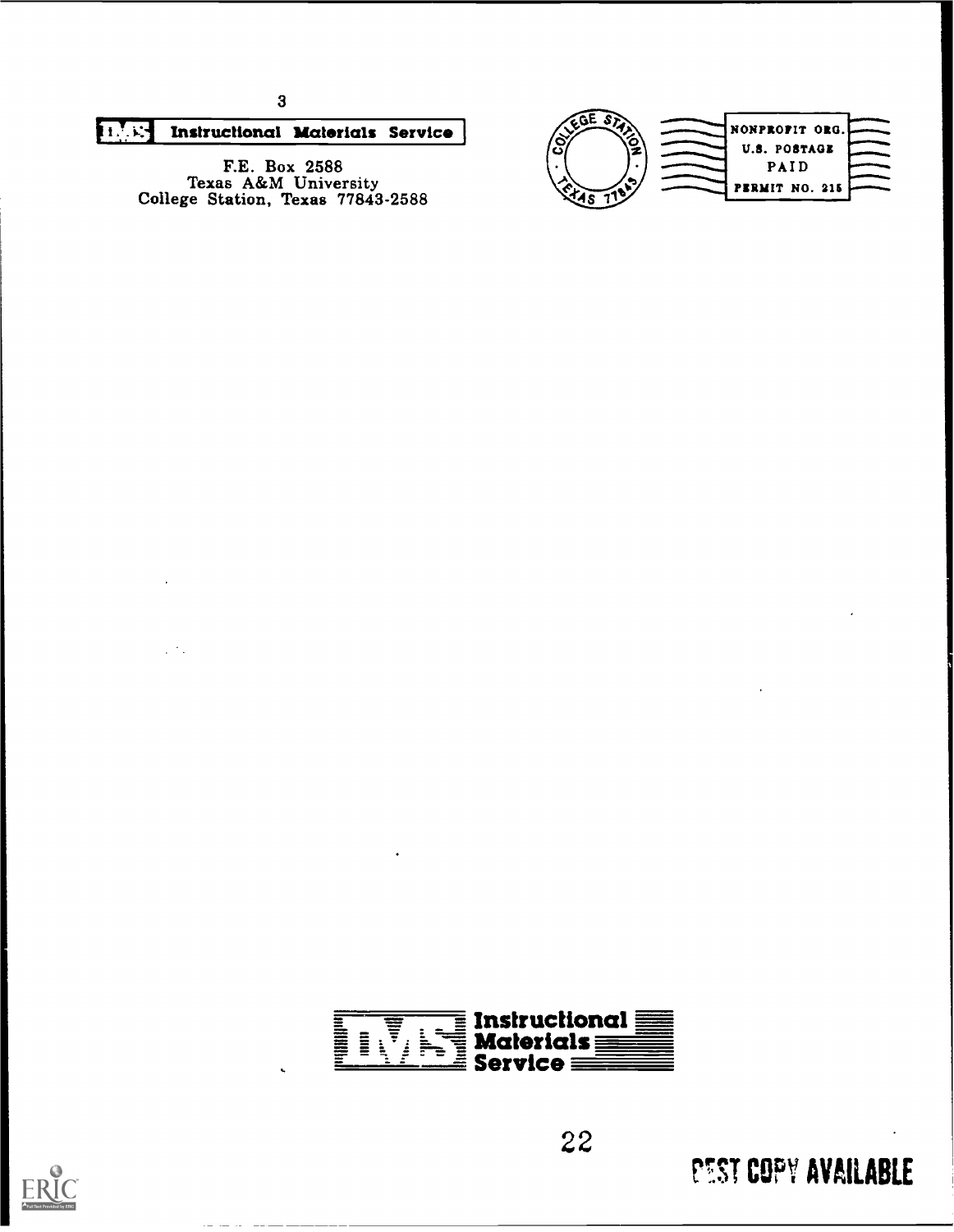IMS Instructional Materials Service

F.E. Box 2588
Texas A&M University
College Station, Texas 77843-2588

COLLEGE STATION TEXAS 77843

NONPROFIT ORG.
U.S. POSTAGE
PAID
PERMIT NO. 215

IMS Instructional Materials Service

BEST COPY AVAILABLE